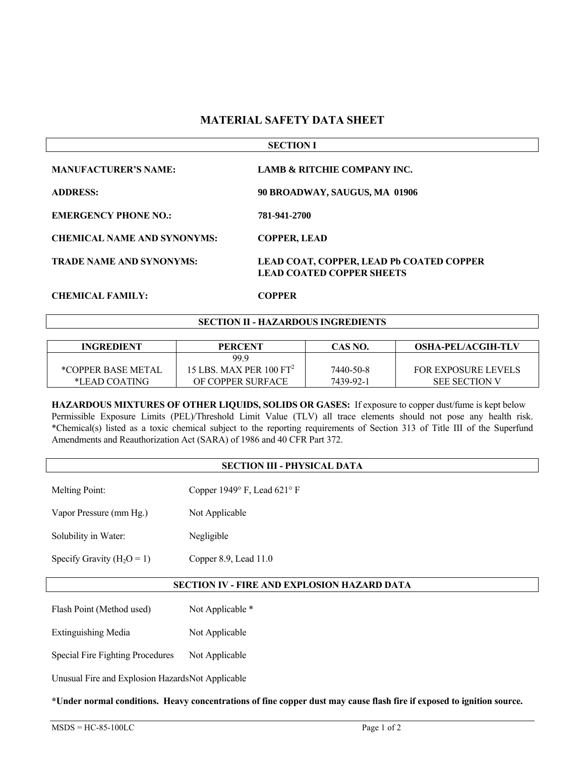# MATERIAL SAFETY DATA SHEET

## SECTION I

**MANUFACTURER'S NAME:** **LAMB & RITCHIE COMPANY INC.**

**ADDRESS:** **90 BROADWAY, SAUGUS, MA 01906**

**EMERGENCY PHONE NO.:** **781-941-2700**

**CHEMICAL NAME AND SYNONYMS:** **COPPER, LEAD**

**TRADE NAME AND SYNONYMS:** **LEAD COAT, COPPER, LEAD Pb COATED COPPER LEAD COATED COPPER SHEETS**

**CHEMICAL FAMILY:** **COPPER**

## SECTION II - HAZARDOUS INGREDIENTS

| INGREDIENT | PERCENT | CAS NO. | OSHA-PEL/ACGIH-TLV |
|---|---|---|---|
| *COPPER BASE METAL | 99.9 | 7440-50-8 | FOR EXPOSURE LEVELS |
| *LEAD COATING | 15 LBS. MAX PER 100 $FT^2$ OF COPPER SURFACE | 7439-92-1 | SEE SECTION V |

**HAZARDOUS MIXTURES OF OTHER LIQUIDS, SOLIDS OR GASES:** If exposure to copper dust/fume is kept below Permissible Exposure Limits (PEL)/Threshold Limit Value (TLV) all trace elements should not pose any health risk. *Chemical(s) listed as a toxic chemical subject to the reporting requirements of Section 313 of Title III of the Superfund Amendments and Reauthorization Act (SARA) of 1986 and 40 CFR Part 372.

## SECTION III - PHYSICAL DATA

Melting Point: Copper 1949° F, Lead 621° F

Vapor Pressure (mm Hg.) Not Applicable

Solubility in Water: Negligible

Specify Gravity ($H_2O = 1$) Copper 8.9, Lead 11.0

## SECTION IV - FIRE AND EXPLOSION HAZARD DATA

Flash Point (Method used) Not Applicable *

Extinguishing Media Not Applicable

Special Fire Fighting Procedures Not Applicable

Unusual Fire and Explosion Hazards Not Applicable

**\*Under normal conditions. Heavy concentrations of fine copper dust may cause flash fire if exposed to ignition source.**

MSDS = HC-85-100LC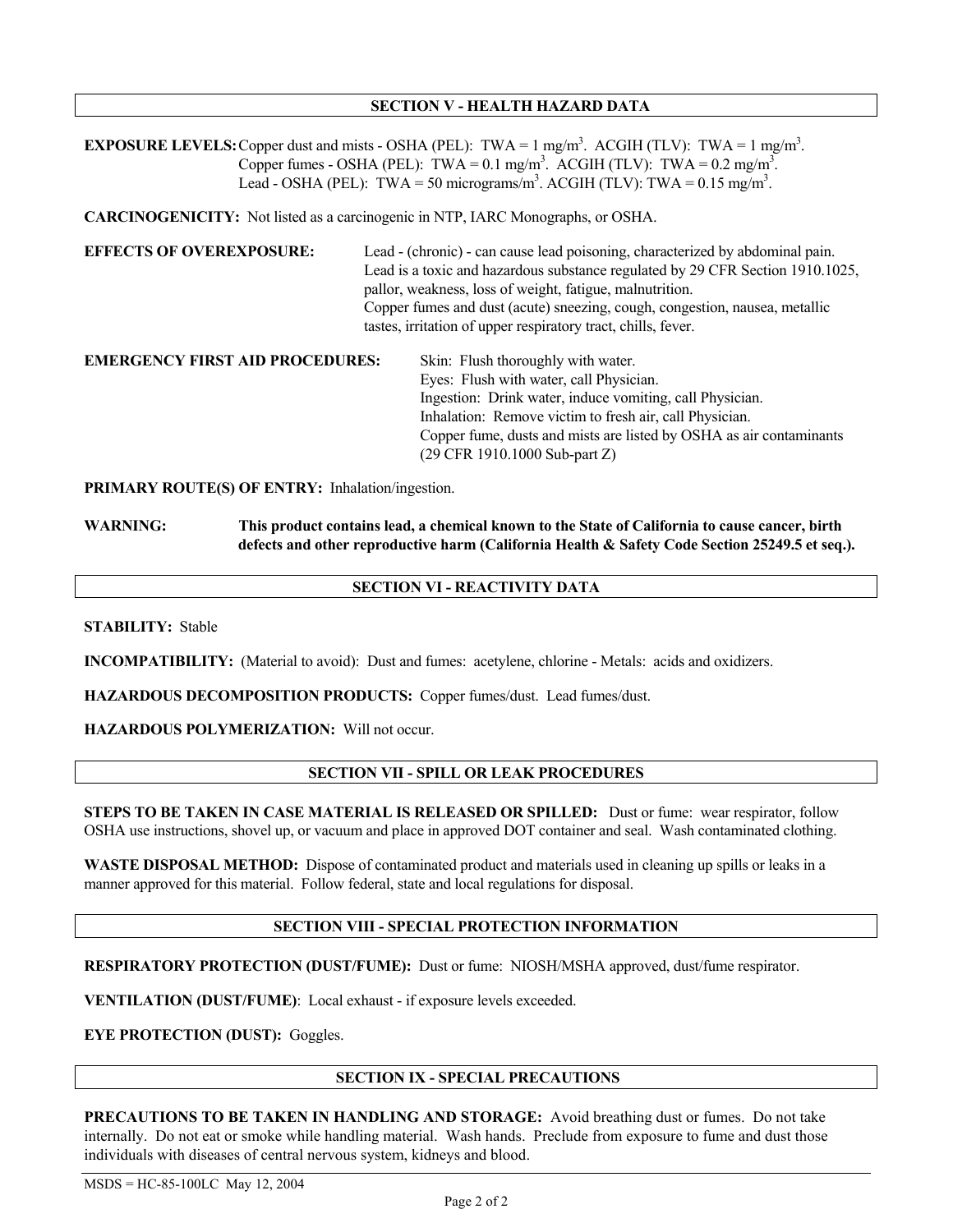## SECTION V - HEALTH HAZARD DATA

**EXPOSURE LEVELS:** Copper dust and mists - OSHA (PEL): TWA = 1 mg/m$^3$. ACGIH (TLV): TWA = 1 mg/m$^3$.
Copper fumes - OSHA (PEL): TWA = 0.1 mg/m$^3$. ACGIH (TLV): TWA = 0.2 mg/m$^3$.
Lead - OSHA (PEL): TWA = 50 micrograms/m$^3$. ACGIH (TLV): TWA = 0.15 mg/m$^3$.

**CARCINOGENICITY:** Not listed as a carcinogenic in NTP, IARC Monographs, or OSHA.

**EFFECTS OF OVEREXPOSURE:** Lead - (chronic) - can cause lead poisoning, characterized by abdominal pain. Lead is a toxic and hazardous substance regulated by 29 CFR Section 1910.1025, pallor, weakness, loss of weight, fatigue, malnutrition.
Copper fumes and dust (acute) sneezing, cough, congestion, nausea, metallic tastes, irritation of upper respiratory tract, chills, fever.

**EMERGENCY FIRST AID PROCEDURES:** Skin: Flush thoroughly with water.
Eyes: Flush with water, call Physician.
Ingestion: Drink water, induce vomiting, call Physician.
Inhalation: Remove victim to fresh air, call Physician.
Copper fume, dusts and mists are listed by OSHA as air contaminants (29 CFR 1910.1000 Sub-part Z)

**PRIMARY ROUTE(S) OF ENTRY:** Inhalation/ingestion.

**WARNING:** **This product contains lead, a chemical known to the State of California to cause cancer, birth defects and other reproductive harm (California Health & Safety Code Section 25249.5 et seq.).**

## SECTION VI - REACTIVITY DATA

**STABILITY:** Stable

**INCOMPATIBILITY:** (Material to avoid): Dust and fumes: acetylene, chlorine - Metals: acids and oxidizers.

**HAZARDOUS DECOMPOSITION PRODUCTS:** Copper fumes/dust. Lead fumes/dust.

**HAZARDOUS POLYMERIZATION:** Will not occur.

## SECTION VII - SPILL OR LEAK PROCEDURES

**STEPS TO BE TAKEN IN CASE MATERIAL IS RELEASED OR SPILLED:** Dust or fume: wear respirator, follow OSHA use instructions, shovel up, or vacuum and place in approved DOT container and seal. Wash contaminated clothing.

**WASTE DISPOSAL METHOD:** Dispose of contaminated product and materials used in cleaning up spills or leaks in a manner approved for this material. Follow federal, state and local regulations for disposal.

## SECTION VIII - SPECIAL PROTECTION INFORMATION

**RESPIRATORY PROTECTION (DUST/FUME):** Dust or fume: NIOSH/MSHA approved, dust/fume respirator.

**VENTILATION (DUST/FUME)**: Local exhaust - if exposure levels exceeded.

**EYE PROTECTION (DUST):** Goggles.

## SECTION IX - SPECIAL PRECAUTIONS

**PRECAUTIONS TO BE TAKEN IN HANDLING AND STORAGE:** Avoid breathing dust or fumes. Do not take internally. Do not eat or smoke while handling material. Wash hands. Preclude from exposure to fume and dust those individuals with diseases of central nervous system, kidneys and blood.

MSDS = HC-85-100LC May 12, 2004